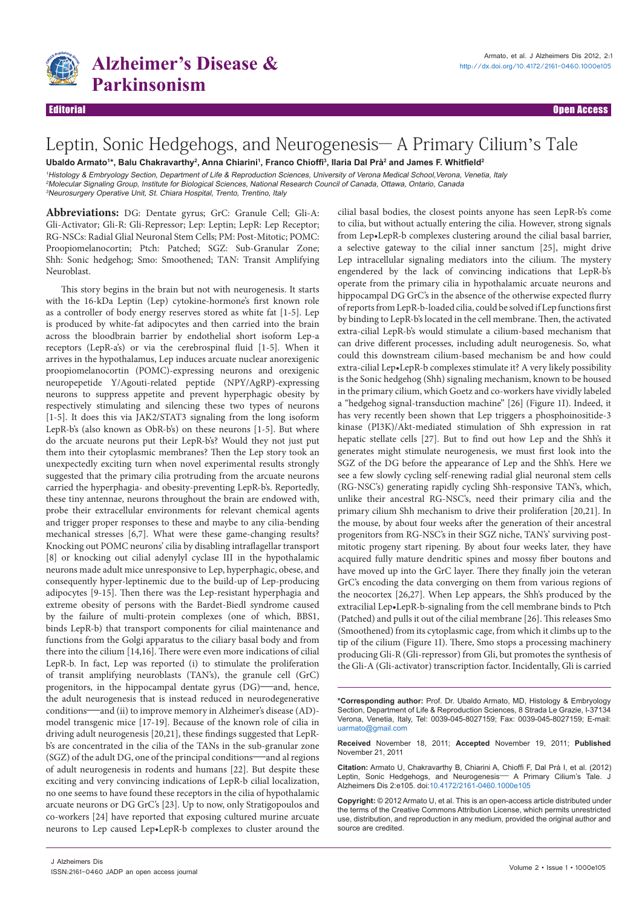**Editorial** **Open Access**

# Leptin, Sonic Hedgehogs, and Neurogenesis— A Primary Cilium's Tale

**Ubaldo Armato[1]*, Balu Chakravarthy[2], Anna Chiarini[1], Franco Chioffi[3], Ilaria Dal Prà[2] and James F. Whitfield[2]**

[1]*Histology & Embryology Section, Department of Life & Reproduction Sciences, University of Verona Medical School,Verona, Venetia, Italy*
[2]*Molecular Signaling Group, Institute for Biological Sciences, National Research Council of Canada, Ottawa, Ontario, Canada*
[3]*Neurosurgery Operative Unit, St. Chiara Hospital, Trento, Trentino, Italy*

**Abbreviations:** DG: Dentate gyrus; GrC: Granule Cell; Gli-A: Gli-Activator; Gli-R: Gli-Repressor; Lep: Leptin; LepR: Lep Receptor; RG-NSCs: Radial Glial Neuronal Stem Cells; PM: Post-Mitotic; POMC: Proopiomelanocortin; Ptch: Patched; SGZ: Sub-Granular Zone; Shh: Sonic hedgehog; Smo: Smoothened; TAN: Transit Amplifying Neuroblast.

This story begins in the brain but not with neurogenesis. It starts with the 16-kDa Leptin (Lep) cytokine-hormone's first known role as a controller of body energy reserves stored as white fat [1-5]. Lep is produced by white-fat adipocytes and then carried into the brain across the bloodbrain barrier by endothelial short isoform Lep-a receptors (LepR-a's) or via the cerebrospinal fluid [1-5]. When it arrives in the hypothalamus, Lep induces arcuate nuclear anorexigenic proopiomelanocortin (POMC)-expressing neurons and orexigenic neuropepetide Y/Agouti-related peptide (NPY/AgRP)-expressing neurons to suppress appetite and prevent hyperphagic obesity by respectively stimulating and silencing these two types of neurons [1-5]. It does this via JAK2/STAT3 signaling from the long isoform LepR-b's (also known as ObR-b's) on these neurons [1-5]. But where do the arcuate neurons put their LepR-b's? Would they not just put them into their cytoplasmic membranes? Then the Lep story took an unexpectedly exciting turn when novel experimental results strongly suggested that the primary cilia protruding from the arcuate neurons carried the hyperphagia- and obesity-preventing LepR-b's. Reportedly, these tiny antennae, neurons throughout the brain are endowed with, probe their extracellular environments for relevant chemical agents and trigger proper responses to these and maybe to any cilia-bending mechanical stresses [6,7]. What were these game-changing results? Knocking out POMC neurons' cilia by disabling intraflagellar transport [8] or knocking out cilial adenylyl cyclase III in the hypothalamic neurons made adult mice unresponsive to Lep, hyperphagic, obese, and consequently hyper-leptinemic due to the build-up of Lep-producing adipocytes [9-15]. Then there was the Lep-resistant hyperphagia and extreme obesity of persons with the Bardet-Biedl syndrome caused by the failure of multi-protein complexes (one of which, BBS1, binds LepR-b) that transport components for cilial maintenance and functions from the Golgi apparatus to the ciliary basal body and from there into the cilium [14,16]. There were even more indications of cilial LepR-b. In fact, Lep was reported (i) to stimulate the proliferation of transit amplifying neuroblasts (TAN's), the granule cell (GrC) progenitors, in the hippocampal dentate gyrus (DG)—and, hence, the adult neurogenesis that is instead reduced in neurodegenerative conditions—and (ii) to improve memory in Alzheimer's disease (AD)-model transgenic mice [17-19]. Because of the known role of cilia in driving adult neurogenesis [20,21], these findings suggested that LepR-b's are concentrated in the cilia of the TANs in the sub-granular zone (SGZ) of the adult DG, one of the principal conditions—and al regions of adult neurogenesis in rodents and humans [22]. But despite these exciting and very convincing indications of LepR-b cilial localization, no one seems to have found these receptors in the cilia of hypothalamic arcuate neurons or DG GrC's [23]. Up to now, only Stratigopoulos and co-workers [24] have reported that exposing cultured murine arcuate neurons to Lep caused Lep•LepR-b complexes to cluster around the cilial basal bodies, the closest points anyone has seen LepR-b's come to cilia, but without actually entering the cilia. However, strong signals from Lep•LepR-b complexes clustering around the cilial basal barrier, a selective gateway to the cilial inner sanctum [25], might drive Lep intracellular signaling mediators into the cilium. The mystery engendered by the lack of convincing indications that LepR-b's operate from the primary cilia in hypothalamic arcuate neurons and hippocampal DG GrC's in the absence of the otherwise expected flurry of reports from LepR-b-loaded cilia, could be solved if Lep functions first by binding to LepR-b's located in the cell membrane. Then, the activated extra-cilial LepR-b's would stimulate a cilium-based mechanism that can drive different processes, including adult neurogenesis. So, what could this downstream cilium-based mechanism be and how could extra-cilial Lep•LepR-b complexes stimulate it? A very likely possibility is the Sonic hedgehog (Shh) signaling mechanism, known to be housed in the primary cilium, which Goetz and co-workers have vividly labeled a "hedgehog signal-transduction machine" [26] (Figure 1I). Indeed, it has very recently been shown that Lep triggers a phosphoinositide-3 kinase (PI3K)/Akt-mediated stimulation of Shh expression in rat hepatic stellate cells [27]. But to find out how Lep and the Shh's it generates might stimulate neurogenesis, we must first look into the SGZ of the DG before the appearance of Lep and the Shh's. Here we see a few slowly cycling self-renewing radial glial neuronal stem cells (RG-NSC's) generating rapidly cycling Shh-responsive TAN's, which, unlike their ancestral RG-NSC's, need their primary cilia and the primary cilium Shh mechanism to drive their proliferation [20,21]. In the mouse, by about four weeks after the generation of their ancestral progenitors from RG-NSC's in their SGZ niche, TAN's' surviving post-mitotic progeny start ripening. By about four weeks later, they have acquired fully mature dendritic spines and mossy fiber boutons and have moved up into the GrC layer. There they finally join the veteran GrC's encoding the data converging on them from various regions of the neocortex [26,27]. When Lep appears, the Shh's produced by the extracilial Lep•LepR-b-signaling from the cell membrane binds to Ptch (Patched) and pulls it out of the cilial membrane [26]. This releases Smo (Smoothened) from its cytoplasmic cage, from which it climbs up to the tip of the cilium (Figure 1I). There, Smo stops a processing machinery producing Gli-R (Gli-repressor) from Gli, but promotes the synthesis of the Gli-A (Gli-activator) transcription factor. Incidentally, Gli is carried

---

**\*Corresponding author:** Prof. Dr. Ubaldo Armato, MD, Histology & Embryology Section, Department of Life & Reproduction Sciences, 8 Strada Le Grazie, I-37134 Verona, Venetia, Italy, Tel: 0039-045-8027159; Fax: 0039-045-8027159; E-mail: uarmato@gmail.com

**Received** November 18, 2011; **Accepted** November 19, 2011; **Published** November 21, 2011

**Citation:** Armato U, Chakravarthy B, Chiarini A, Chioffi F, Dal Prà I, et al. (2012) Leptin, Sonic Hedgehogs, and Neurogenesis— A Primary Cilium's Tale. J Alzheimers Dis 2:e105. doi:10.4172/2161-0460.1000e105

**Copyright:** © 2012 Armato U, et al. This is an open-access article distributed under the terms of the Creative Commons Attribution License, which permits unrestricted use, distribution, and reproduction in any medium, provided the original author and source are credited.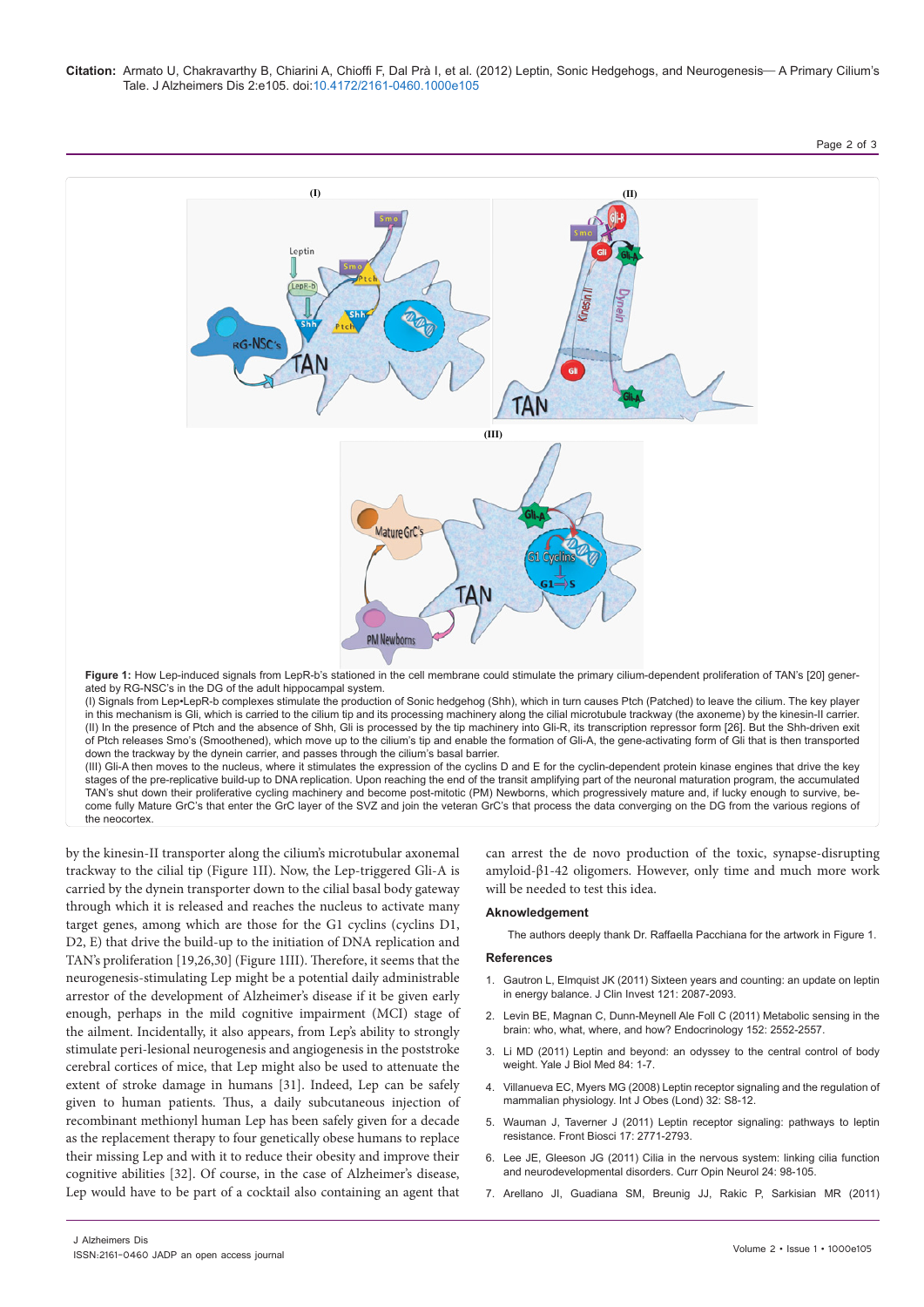**Figure 1:** How Lep-induced signals from LepR-b's stationed in the cell membrane could stimulate the primary cilium-dependent proliferation of TAN's [20] generated by RG-NSC's in the DG of the adult hippocampal system.

(I) Signals from Lep•LepR-b complexes stimulate the production of Sonic hedgehog (Shh), which in turn causes Ptch (Patched) to leave the cilium. The key player in this mechanism is Gli, which is carried to the cilium tip and its processing machinery along the cilial microtubule trackway (the axoneme) by the kinesin-II carrier.

(II) In the presence of Ptch and the absence of Shh, Gli is processed by the tip machinery into Gli-R, its transcription repressor form [26]. But the Shh-driven exit of Ptch releases Smo's (Smoothened), which move up to the cilium's tip and enable the formation of Gli-A, the gene-activating form of Gli that is then transported down the trackway by the dynein carrier, and passes through the cilium's basal barrier.

(III) Gli-A then moves to the nucleus, where it stimulates the expression of the cyclins D and E for the cyclin-dependent protein kinase engines that drive the key stages of the pre-replicative build-up to DNA replication. Upon reaching the end of the transit amplifying part of the neuronal maturation program, the accumulated TAN's shut down their proliferative cycling machinery and become post-mitotic (PM) Newborns, which progressively mature and, if lucky enough to survive, become fully Mature GrC's that enter the GrC layer of the SVZ and join the veteran GrC's that process the data converging on the DG from the various regions of the neocortex.

by the kinesin-II transporter along the cilium's microtubular axonemal trackway to the cilial tip (Figure 1II). Now, the Lep-triggered Gli-A is carried by the dynein transporter down to the cilial basal body gateway through which it is released and reaches the nucleus to activate many target genes, among which are those for the G1 cyclins (cyclins D1, D2, E) that drive the build-up to the initiation of DNA replication and TAN's proliferation [19,26,30] (Figure 1III). Therefore, it seems that the neurogenesis-stimulating Lep might be a potential daily administrable arrestor of the development of Alzheimer's disease if it be given early enough, perhaps in the mild cognitive impairment (MCI) stage of the ailment. Incidentally, it also appears, from Lep's ability to strongly stimulate peri-lesional neurogenesis and angiogenesis in the poststroke cerebral cortices of mice, that Lep might also be used to attenuate the extent of stroke damage in humans [31]. Indeed, Lep can be safely given to human patients. Thus, a daily subcutaneous injection of recombinant methionyl human Lep has been safely given for a decade as the replacement therapy to four genetically obese humans to replace their missing Lep and with it to reduce their obesity and improve their cognitive abilities [32]. Of course, in the case of Alzheimer's disease, Lep would have to be part of a cocktail also containing an agent that can arrest the de novo production of the toxic, synapse-disrupting amyloid-β1-42 oligomers. However, only time and much more work will be needed to test this idea.

### Aknowledgement

The authors deeply thank Dr. Raffaella Pacchiana for the artwork in Figure 1.

### References

1. Gautron L, Elmquist JK (2011) Sixteen years and counting: an update on leptin in energy balance. J Clin Invest 121: 2087-2093.
2. Levin BE, Magnan C, Dunn-Meynell Ale Foll C (2011) Metabolic sensing in the brain: who, what, where, and how? Endocrinology 152: 2552-2557.
3. Li MD (2011) Leptin and beyond: an odyssey to the central control of body weight. Yale J Biol Med 84: 1-7.
4. Villanueva EC, Myers MG (2008) Leptin receptor signaling and the regulation of mammalian physiology. Int J Obes (Lond) 32: S8-12.
5. Wauman J, Taverner J (2011) Leptin receptor signaling: pathways to leptin resistance. Front Biosci 17: 2771-2793.
6. Lee JE, Gleeson JG (2011) Cilia in the nervous system: linking cilia function and neurodevelopmental disorders. Curr Opin Neurol 24: 98-105.
7. Arellano JI, Guadiana SM, Breunig JJ, Rakic P, Sarkisian MR (2011)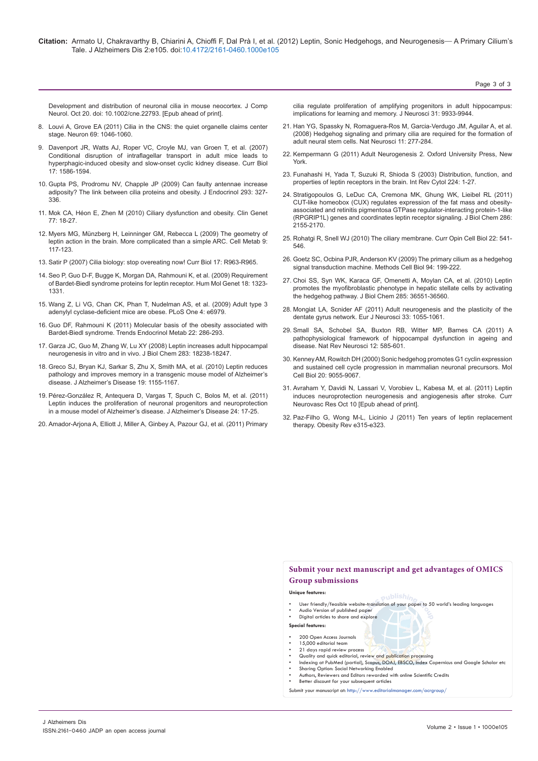Development and distribution of neuronal cilia in mouse neocortex. J Comp Neurol. Oct 20. doi: 10.1002/cne.22793. [Epub ahead of print].

8. Louvi A, Grove EA (2011) Cilia in the CNS: the quiet organelle claims center stage. Neuron 69: 1046-1060.
9. Davenport JR, Watts AJ, Roper VC, Croyle MJ, van Groen T, et al. (2007) Conditional disruption of intraflagellar transport in adult mice leads to hyperphagic-induced obesity and slow-onset cyclic kidney disease. Curr Biol 17: 1586-1594.
10. Gupta PS, Prodromu NV, Chapple JP (2009) Can faulty antennae increase adiposity? The link between cilia proteins and obesity. J Endocrinol 293: 327-336.
11. Mok CA, Héon E, Zhen M (2010) Ciliary dysfunction and obesity. Clin Genet 77: 18-27.
12. Myers MG, Münzberg H, Leinninger GM, Rebecca L (2009) The geometry of leptin action in the brain. More complicated than a simple ARC. Cell Metab 9: 117-123.
13. Satir P (2007) Cilia biology: stop overeating now! Curr Biol 17: R963-R965.
14. Seo P, Guo D-F, Bugge K, Morgan DA, Rahmouni K, et al. (2009) Requirement of Bardet-Biedl syndrome proteins for leptin receptor. Hum Mol Genet 18: 1323-1331.
15. Wang Z, Li VG, Chan CK, Phan T, Nudelman AS, et al. (2009) Adult type 3 adenylyl cyclase-deficient mice are obese. PLoS One 4: e6979.
16. Guo DF, Rahmouni K (2011) Molecular basis of the obesity associated with Bardet-Biedl syndrome. Trends Endocrinol Metab 22: 286-293.
17. Garza JC, Guo M, Zhang W, Lu XY (2008) Leptin increases adult hippocampal neurogenesis in vitro and in vivo. J Biol Chem 283: 18238-18247.
18. Greco SJ, Bryan KJ, Sarkar S, Zhu X, Smith MA, et al. (2010) Leptin reduces pathology and improves memory in a transgenic mouse model of Alzheimer's disease. J Alzheimer's Disease 19: 1155-1167.
19. Pérez-González R, Antequera D, Vargas T, Spuch C, Bolos M, et al. (2011) Leptin induces the proliferation of neuronal progenitors and neuroprotection in a mouse model of Alzheimer's disease. J Alzheimer's Disease 24: 17-25.
20. Amador-Arjona A, Elliott J, Miller A, Ginbey A, Pazour GJ, et al. (2011) Primary cilia regulate proliferation of amplifying progenitors in adult hippocampus: implications for learning and memory. J Neurosci 31: 9933-9944.
21. Han YG, Spassky N, Romaguera-Ros M, Garcia-Verdugo JM, Aguilar A, et al. (2008) Hedgehog signaling and primary cilia are required for the formation of adult neural stem cells. Nat Neurosci 11: 277-284.
22. Kempermann G (2011) Adult Neurogenesis 2. Oxford University Press, New York.
23. Funahashi H, Yada T, Suzuki R, Shioda S (2003) Distribution, function, and properties of leptin receptors in the brain. Int Rev Cytol 224: 1-27.
24. Stratigopoulos G, LeDuc CA, Cremona MK, Ghung WK, Leibel RL (2011) CUT-like homeobox (CUX) regulates expression of the fat mass and obesity-associated and retinitis pigmentosa GTPase regulator-interacting protein-1-like (RPGRIP1L) genes and coordinates leptin receptor signaling. J Biol Chem 286: 2155-2170.
25. Rohatgi R, Snell WJ (2010) The ciliary membrane. Curr Opin Cell Biol 22: 541-546.
26. Goetz SC, Ocbina PJR, Anderson KV (2009) The primary cilium as a hedgehog signal transduction machine. Methods Cell Biol 94: 199-222.
27. Choi SS, Syn WK, Karaca GF, Omenetti A, Moylan CA, et al. (2010) Leptin promotes the myofibroblastic phenotype in hepatic stellate cells by activating the hedgehog pathway. J Biol Chem 285: 36551-36560.
28. Mongiat LA, Scnider AF (2011) Adult neurogenesis and the plasticity of the dentate gyrus network. Eur J Neurosci 33: 1055-1061.
29. Small SA, Schobel SA, Buxton RB, Witter MP, Barnes CA (2011) A pathophysiological framework of hippocampal dysfunction in ageing and disease. Nat Rev Neurosci 12: 585-601.
30. Kenney AM, Rowitch DH (2000) Sonic hedgehog promotes G1 cyclin expression and sustained cell cycle progression in mammalian neuronal precursors. Mol Cell Biol 20: 9055-9067.
31. Avraham Y, Davidi N, Lassari V, Vorobiev L, Kabesa M, et al. (2011) Leptin induces neuroprotection neurogenesis and angiogenesis after stroke. Curr Neurovasc Res Oct 10 [Epub ahead of print].
32. Paz-Filho G, Wong M-L, Licinio J (2011) Ten years of leptin replacement therapy. Obesity Rev e315-e323.

## Submit your next manuscript and get advantages of OMICS Group submissions

**Unique features:**

- User friendly/feasible website-translation of your paper to 50 world's leading languages
- Audio Version of published paper
- Digital articles to share and explore

**Special features:**

- 200 Open Access Journals
- 15,000 editorial team
- 21 days rapid review process
- Quality and quick editorial, review and publication processing
- Indexing at PubMed (partial), Scopus, DOAJ, EBSCO, Index Copernicus and Google Scholar etc
- Sharing Option: Social Networking Enabled
- Authors, Reviewers and Editors rewarded with online Scientific Credits
- Better discount for your subsequent articles

Submit your manuscript at: http://www.editorialmanager.com/acrgroup/